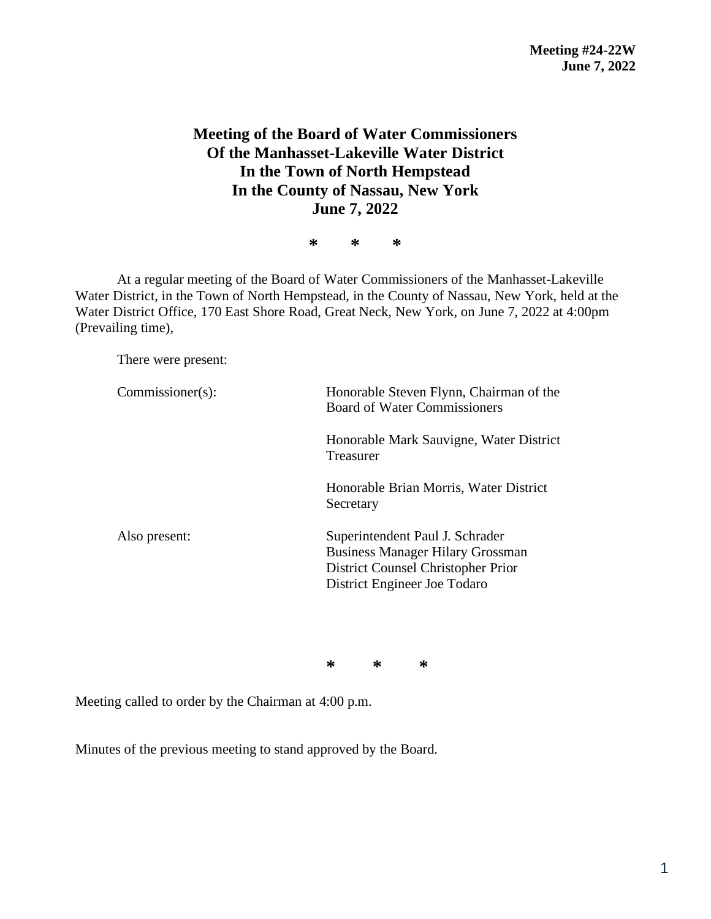**Meeting #24-22W**
**June 7, 2022**

# Meeting of the Board of Water Commissioners Of the Manhasset-Lakeville Water District In the Town of North Hempstead In the County of Nassau, New York June 7, 2022

\* \* \*

At a regular meeting of the Board of Water Commissioners of the Manhasset-Lakeville Water District, in the Town of North Hempstead, in the County of Nassau, New York, held at the Water District Office, 170 East Shore Road, Great Neck, New York, on June 7, 2022 at 4:00pm (Prevailing time),

There were present:

| | |
|---|---|
| Commissioner(s): | Honorable Steven Flynn, Chairman of the Board of Water Commissioners |
| | Honorable Mark Sauvigne, Water District Treasurer |
| | Honorable Brian Morris, Water District Secretary |
| Also present: | Superintendent Paul J. Schrader<br>Business Manager Hilary Grossman<br>District Counsel Christopher Prior<br>District Engineer Joe Todaro |

\* \* \*

Meeting called to order by the Chairman at 4:00 p.m.

Minutes of the previous meeting to stand approved by the Board.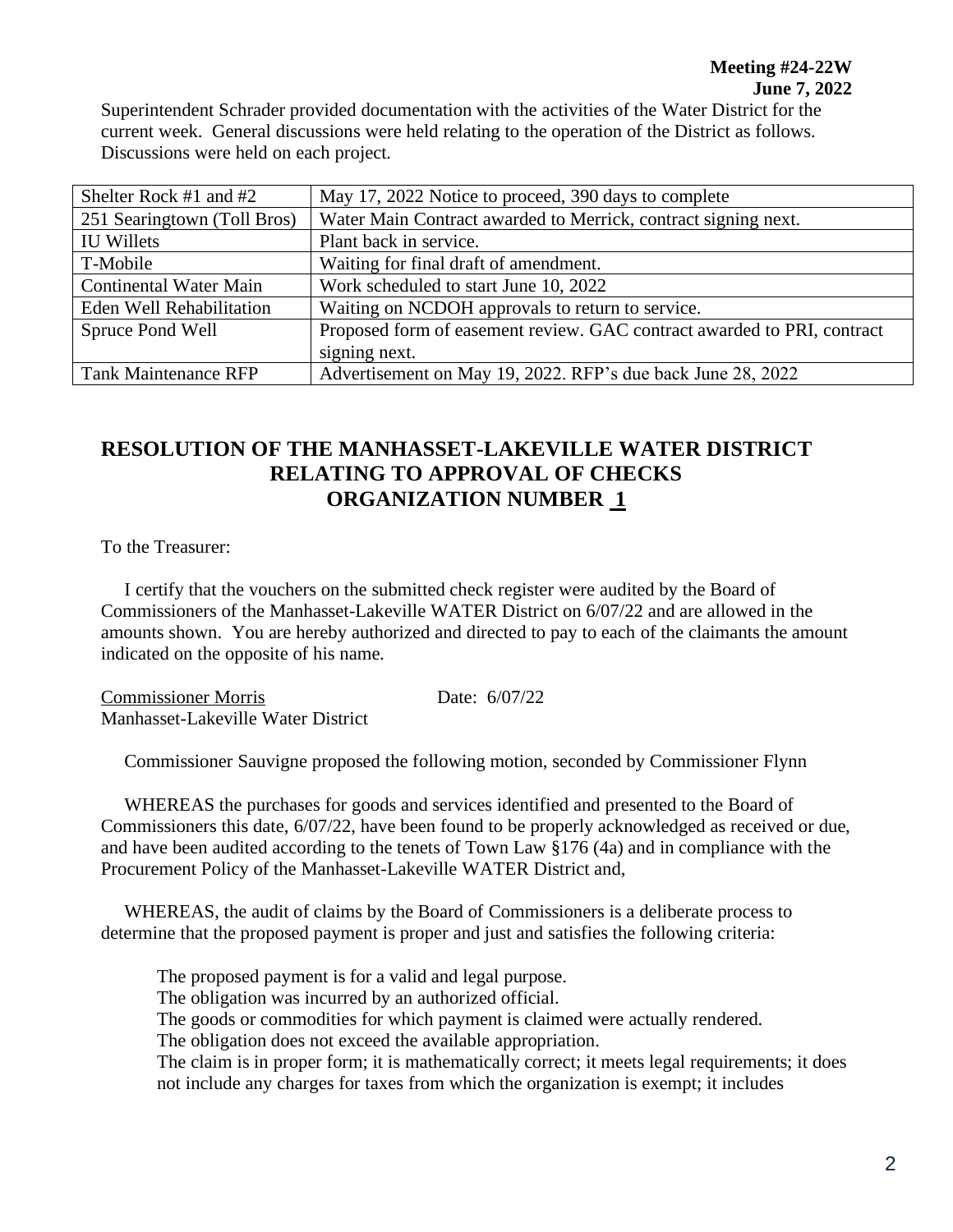**Meeting #24-22W**
**June 7, 2022**

Superintendent Schrader provided documentation with the activities of the Water District for the current week. General discussions were held relating to the operation of the District as follows. Discussions were held on each project.

| | |
|---|---|
| Shelter Rock #1 and #2 | May 17, 2022 Notice to proceed, 390 days to complete |
| 251 Searingtown (Toll Bros) | Water Main Contract awarded to Merrick, contract signing next. |
| IU Willets | Plant back in service. |
| T-Mobile | Waiting for final draft of amendment. |
| Continental Water Main | Work scheduled to start June 10, 2022 |
| Eden Well Rehabilitation | Waiting on NCDOH approvals to return to service. |
| Spruce Pond Well | Proposed form of easement review. GAC contract awarded to PRI, contract signing next. |
| Tank Maintenance RFP | Advertisement on May 19, 2022. RFP's due back June 28, 2022 |

## RESOLUTION OF THE MANHASSET-LAKEVILLE WATER DISTRICT RELATING TO APPROVAL OF CHECKS ORGANIZATION NUMBER 1

To the Treasurer:

I certify that the vouchers on the submitted check register were audited by the Board of Commissioners of the Manhasset-Lakeville WATER District on 6/07/22 and are allowed in the amounts shown. You are hereby authorized and directed to pay to each of the claimants the amount indicated on the opposite of his name.

Commissioner Morris Date: 6/07/22
Manhasset-Lakeville Water District

Commissioner Sauvigne proposed the following motion, seconded by Commissioner Flynn

WHEREAS the purchases for goods and services identified and presented to the Board of Commissioners this date, 6/07/22, have been found to be properly acknowledged as received or due, and have been audited according to the tenets of Town Law §176 (4a) and in compliance with the Procurement Policy of the Manhasset-Lakeville WATER District and,

WHEREAS, the audit of claims by the Board of Commissioners is a deliberate process to determine that the proposed payment is proper and just and satisfies the following criteria:

The proposed payment is for a valid and legal purpose.
The obligation was incurred by an authorized official.
The goods or commodities for which payment is claimed were actually rendered.
The obligation does not exceed the available appropriation.
The claim is in proper form; it is mathematically correct; it meets legal requirements; it does not include any charges for taxes from which the organization is exempt; it includes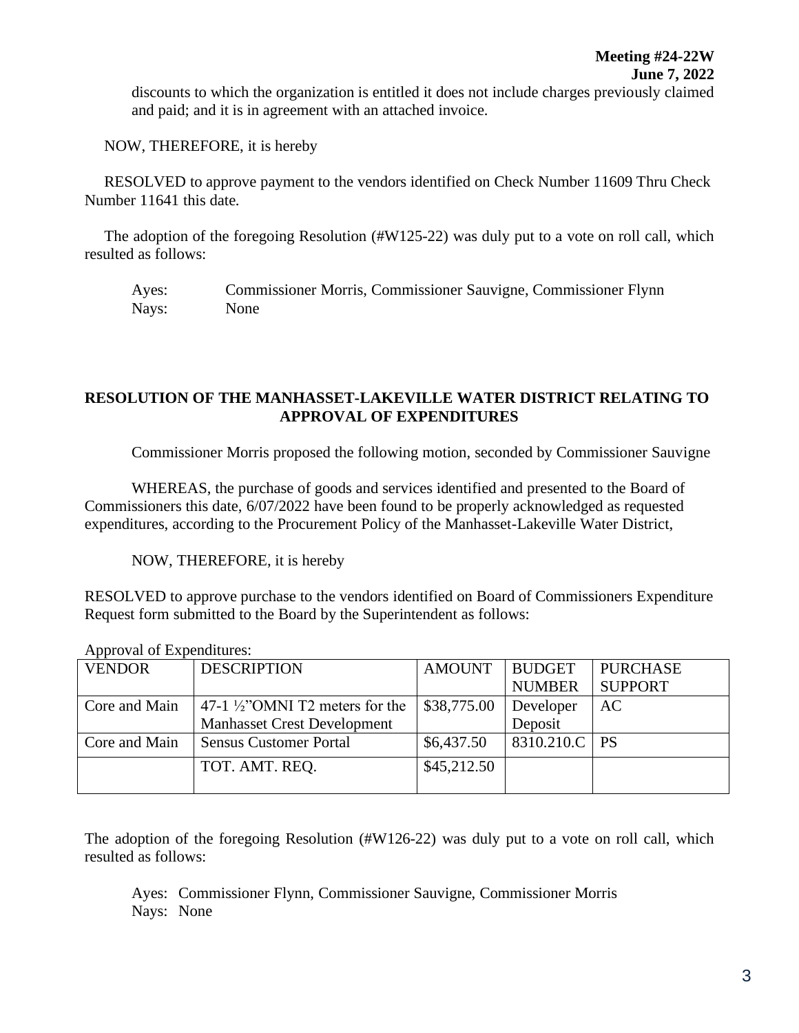discounts to which the organization is entitled it does not include charges previously claimed and paid; and it is in agreement with an attached invoice.

NOW, THEREFORE, it is hereby

RESOLVED to approve payment to the vendors identified on Check Number 11609 Thru Check Number 11641 this date.

The adoption of the foregoing Resolution (#W125-22) was duly put to a vote on roll call, which resulted as follows:

Ayes: Commissioner Morris, Commissioner Sauvigne, Commissioner Flynn
Nays: None

## RESOLUTION OF THE MANHASSET-LAKEVILLE WATER DISTRICT RELATING TO APPROVAL OF EXPENDITURES

Commissioner Morris proposed the following motion, seconded by Commissioner Sauvigne

WHEREAS, the purchase of goods and services identified and presented to the Board of Commissioners this date, 6/07/2022 have been found to be properly acknowledged as requested expenditures, according to the Procurement Policy of the Manhasset-Lakeville Water District,

NOW, THEREFORE, it is hereby

RESOLVED to approve purchase to the vendors identified on Board of Commissioners Expenditure Request form submitted to the Board by the Superintendent as follows:

Approval of Expenditures:

| VENDOR | DESCRIPTION | AMOUNT | BUDGET NUMBER | PURCHASE SUPPORT |
|---|---|---|---|---|
| Core and Main | 47-1 ½"OMNI T2 meters for the Manhasset Crest Development | $38,775.00 | Developer Deposit | AC |
| Core and Main | Sensus Customer Portal | $6,437.50 | 8310.210.C | PS |
| | TOT. AMT. REQ. | $45,212.50 | | |

The adoption of the foregoing Resolution (#W126-22) was duly put to a vote on roll call, which resulted as follows:

Ayes: Commissioner Flynn, Commissioner Sauvigne, Commissioner Morris
Nays: None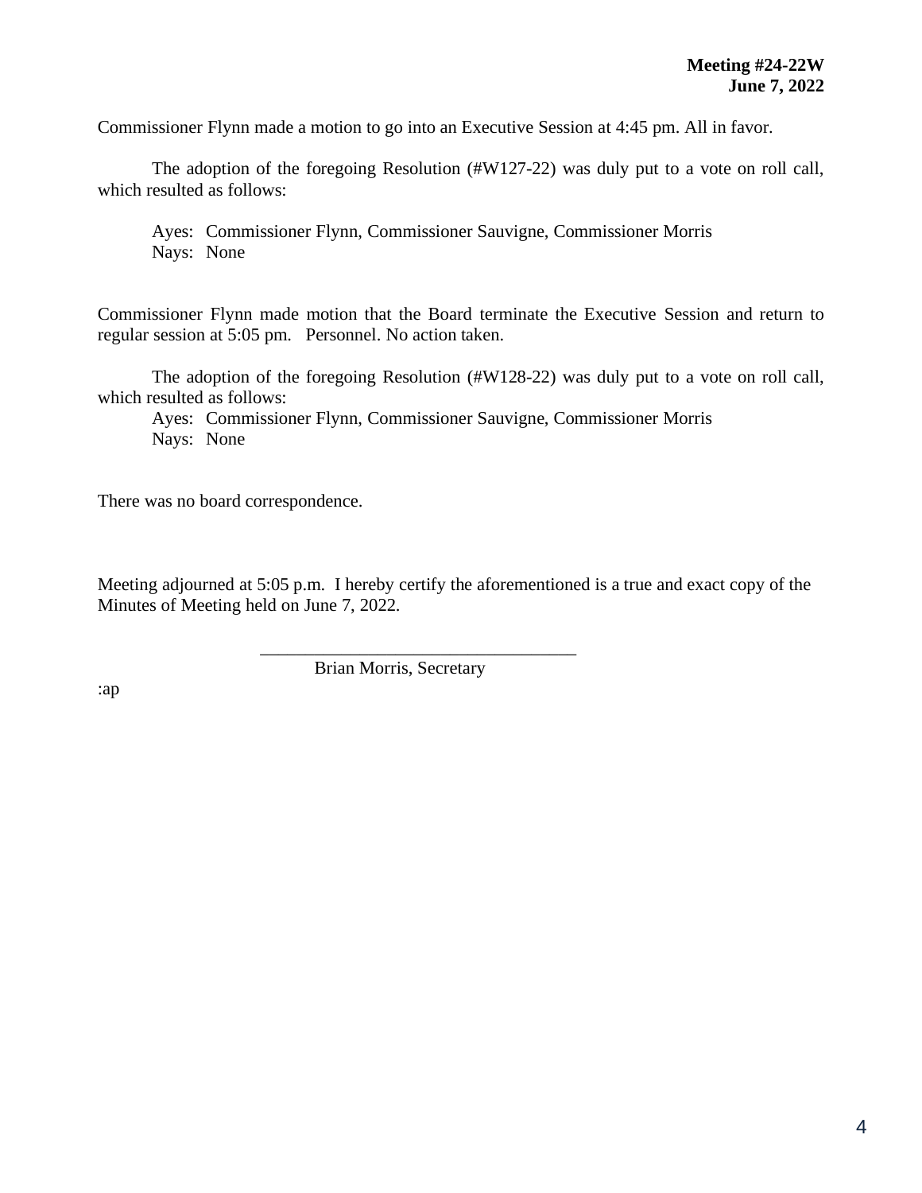Commissioner Flynn made a motion to go into an Executive Session at 4:45 pm. All in favor.

The adoption of the foregoing Resolution (#W127-22) was duly put to a vote on roll call, which resulted as follows:

Ayes: Commissioner Flynn, Commissioner Sauvigne, Commissioner Morris
Nays: None

Commissioner Flynn made motion that the Board terminate the Executive Session and return to regular session at 5:05 pm. Personnel. No action taken.

The adoption of the foregoing Resolution (#W128-22) was duly put to a vote on roll call, which resulted as follows:

Ayes: Commissioner Flynn, Commissioner Sauvigne, Commissioner Morris
Nays: None

There was no board correspondence.

Meeting adjourned at 5:05 p.m. I hereby certify the aforementioned is a true and exact copy of the Minutes of Meeting held on June 7, 2022.

\_\_\_\_\_\_\_\_\_\_\_\_\_\_\_\_\_\_\_\_\_\_\_\_\_\_\_\_\_\_\_\_\_\_\_

Brian Morris, Secretary

:ap